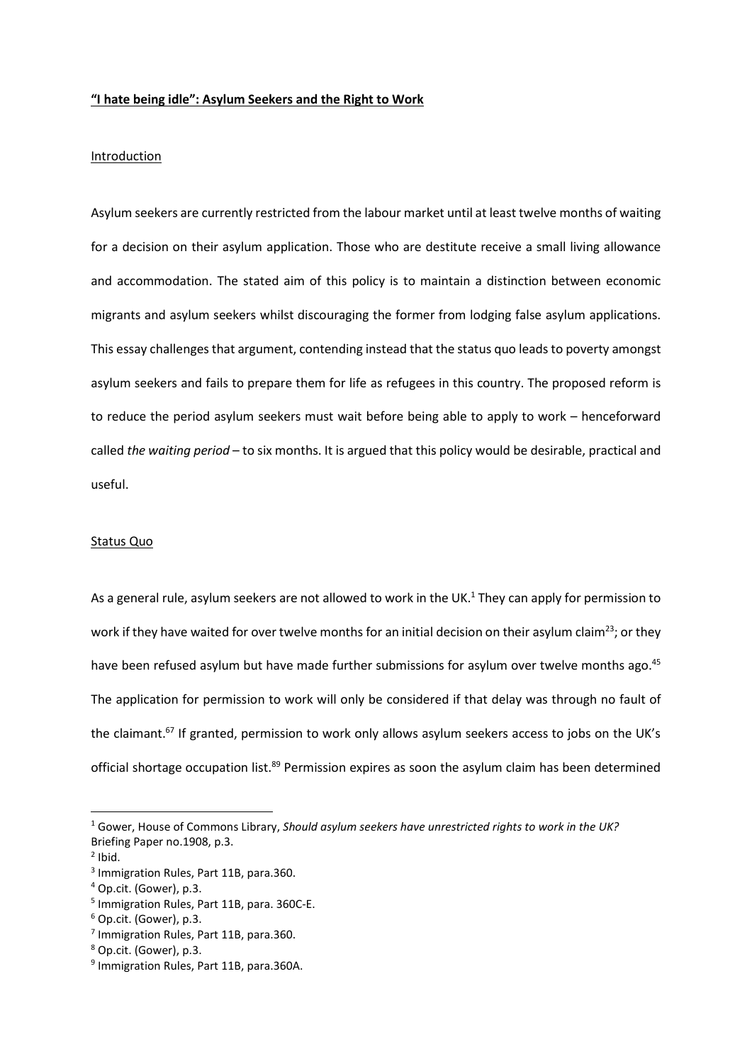**"I hate being idle": Asylum Seekers and the Right to Work**

Introduction

Asylum seekers are currently restricted from the labour market until at least twelve months of waiting for a decision on their asylum application. Those who are destitute receive a small living allowance and accommodation. The stated aim of this policy is to maintain a distinction between economic migrants and asylum seekers whilst discouraging the former from lodging false asylum applications. This essay challenges that argument, contending instead that the status quo leads to poverty amongst asylum seekers and fails to prepare them for life as refugees in this country. The proposed reform is to reduce the period asylum seekers must wait before being able to apply to work – henceforward called *the waiting period* – to six months. It is argued that this policy would be desirable, practical and useful.

Status Quo

As a general rule, asylum seekers are not allowed to work in the UK.[1] They can apply for permission to work if they have waited for over twelve months for an initial decision on their asylum claim[23]; or they have been refused asylum but have made further submissions for asylum over twelve months ago.[45] The application for permission to work will only be considered if that delay was through no fault of the claimant.[67] If granted, permission to work only allows asylum seekers access to jobs on the UK's official shortage occupation list.[89] Permission expires as soon the asylum claim has been determined

---

[1] Gower, House of Commons Library, *Should asylum seekers have unrestricted rights to work in the UK?* Briefing Paper no.1908, p.3.
[2] Ibid.
[3] Immigration Rules, Part 11B, para.360.
[4] Op.cit. (Gower), p.3.
[5] Immigration Rules, Part 11B, para. 360C-E.
[6] Op.cit. (Gower), p.3.
[7] Immigration Rules, Part 11B, para.360.
[8] Op.cit. (Gower), p.3.
[9] Immigration Rules, Part 11B, para.360A.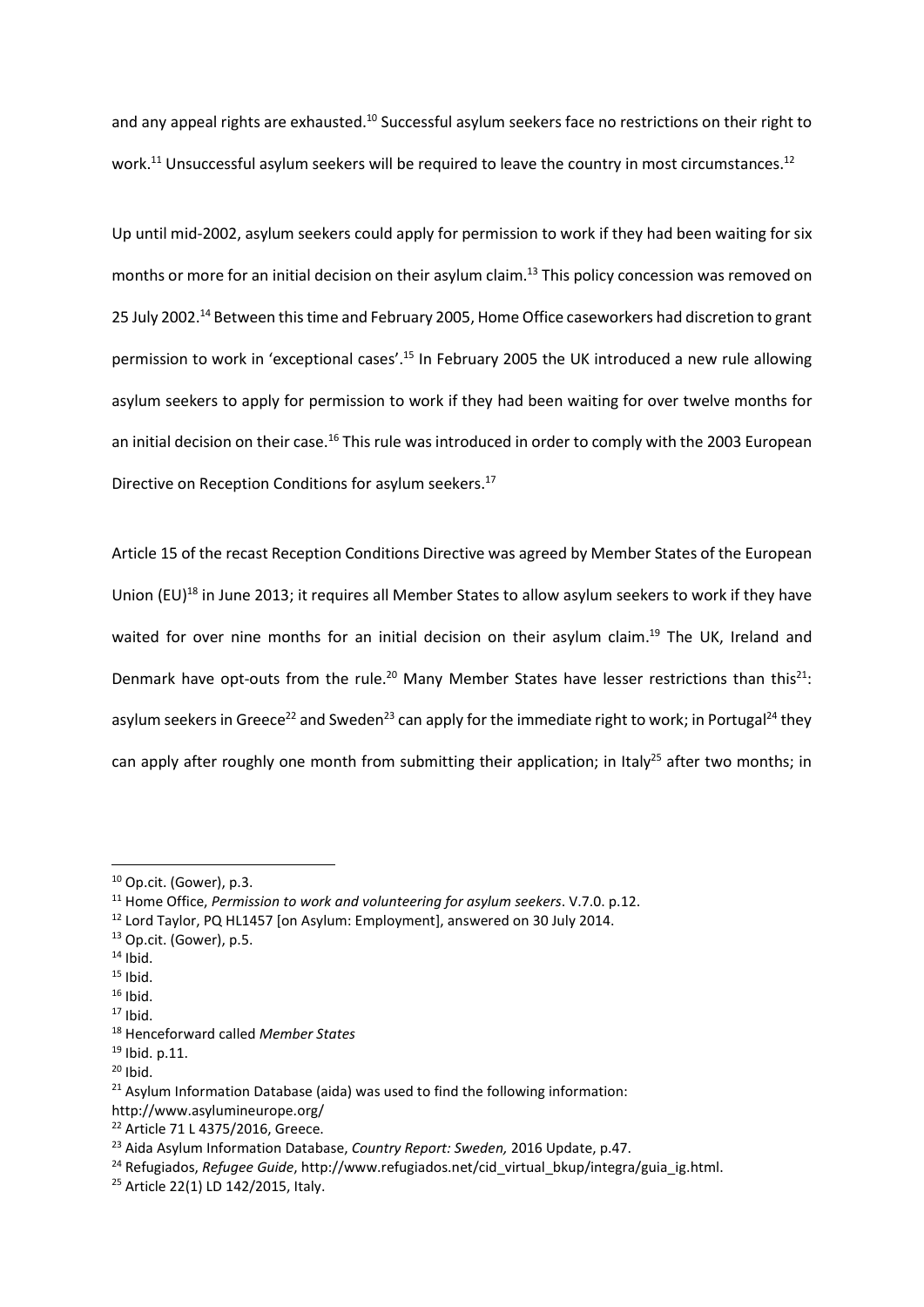and any appeal rights are exhausted.[10] Successful asylum seekers face no restrictions on their right to work.[11] Unsuccessful asylum seekers will be required to leave the country in most circumstances.[12]

Up until mid-2002, asylum seekers could apply for permission to work if they had been waiting for six months or more for an initial decision on their asylum claim.[13] This policy concession was removed on 25 July 2002.[14] Between this time and February 2005, Home Office caseworkers had discretion to grant permission to work in 'exceptional cases'.[15] In February 2005 the UK introduced a new rule allowing asylum seekers to apply for permission to work if they had been waiting for over twelve months for an initial decision on their case.[16] This rule was introduced in order to comply with the 2003 European Directive on Reception Conditions for asylum seekers.[17]

Article 15 of the recast Reception Conditions Directive was agreed by Member States of the European Union (EU)[18] in June 2013; it requires all Member States to allow asylum seekers to work if they have waited for over nine months for an initial decision on their asylum claim.[19] The UK, Ireland and Denmark have opt-outs from the rule.[20] Many Member States have lesser restrictions than this[21]: asylum seekers in Greece[22] and Sweden[23] can apply for the immediate right to work; in Portugal[24] they can apply after roughly one month from submitting their application; in Italy[25] after two months; in

---

[10] Op.cit. (Gower), p.3.

[11] Home Office, *Permission to work and volunteering for asylum seekers*. V.7.0. p.12.

[12] Lord Taylor, PQ HL1457 [on Asylum: Employment], answered on 30 July 2014.

[13] Op.cit. (Gower), p.5.

[14] Ibid.

[15] Ibid.

[16] Ibid.

[17] Ibid.

[18] Henceforward called *Member States*

[19] Ibid. p.11.

[20] Ibid.

[21] Asylum Information Database (aida) was used to find the following information: http://www.asylumineurope.org/

[22] Article 71 L 4375/2016, Greece.

[23] Aida Asylum Information Database, *Country Report: Sweden,* 2016 Update, p.47.

[24] Refugiados, *Refugee Guide*, http://www.refugiados.net/cid_virtual_bkup/integra/guia_ig.html.

[25] Article 22(1) LD 142/2015, Italy.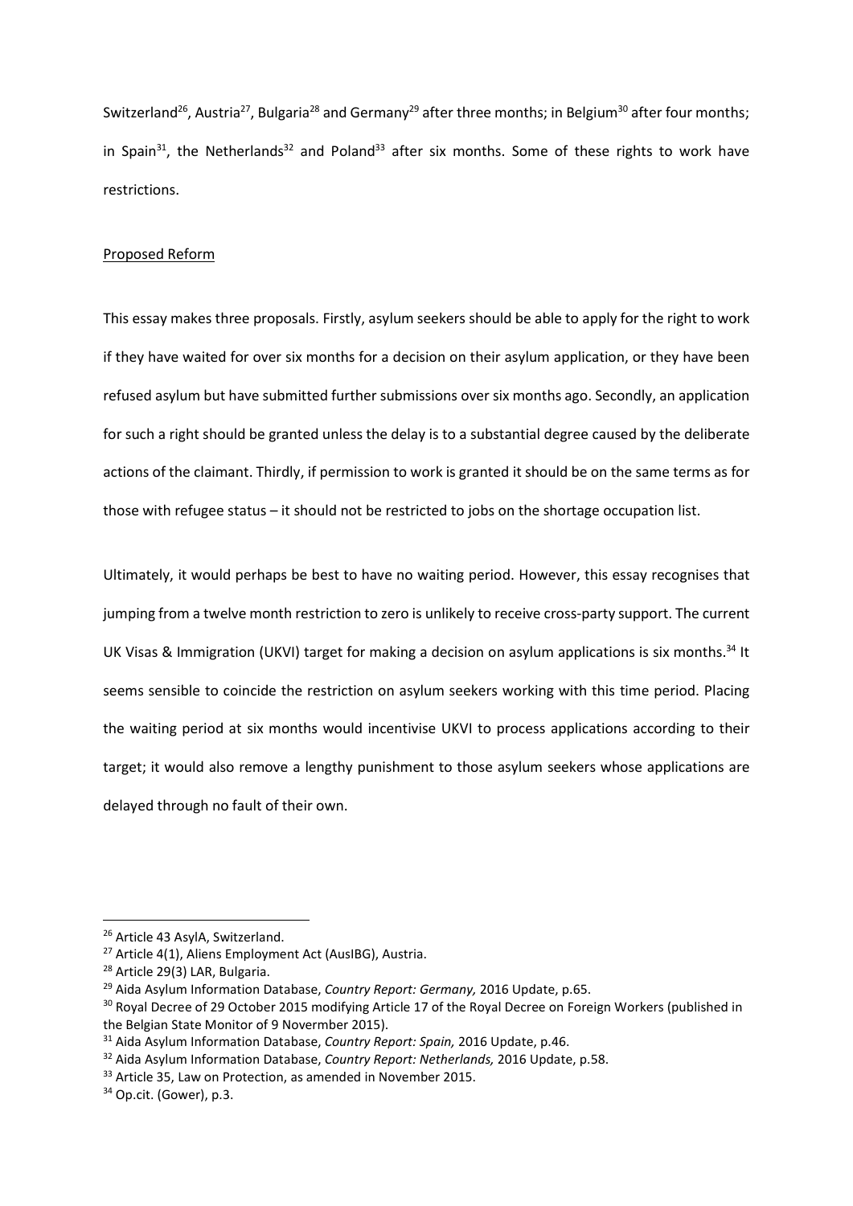Switzerland[26], Austria[27], Bulgaria[28] and Germany[29] after three months; in Belgium[30] after four months; in Spain[31], the Netherlands[32] and Poland[33] after six months. Some of these rights to work have restrictions.

Proposed Reform

This essay makes three proposals. Firstly, asylum seekers should be able to apply for the right to work if they have waited for over six months for a decision on their asylum application, or they have been refused asylum but have submitted further submissions over six months ago. Secondly, an application for such a right should be granted unless the delay is to a substantial degree caused by the deliberate actions of the claimant. Thirdly, if permission to work is granted it should be on the same terms as for those with refugee status – it should not be restricted to jobs on the shortage occupation list.

Ultimately, it would perhaps be best to have no waiting period. However, this essay recognises that jumping from a twelve month restriction to zero is unlikely to receive cross-party support. The current UK Visas & Immigration (UKVI) target for making a decision on asylum applications is six months.[34] It seems sensible to coincide the restriction on asylum seekers working with this time period. Placing the waiting period at six months would incentivise UKVI to process applications according to their target; it would also remove a lengthy punishment to those asylum seekers whose applications are delayed through no fault of their own.

---

[26] Article 43 AsylA, Switzerland.

[27] Article 4(1), Aliens Employment Act (AusIBG), Austria.

[28] Article 29(3) LAR, Bulgaria.

[29] Aida Asylum Information Database, *Country Report: Germany,* 2016 Update, p.65.

[30] Royal Decree of 29 October 2015 modifying Article 17 of the Royal Decree on Foreign Workers (published in the Belgian State Monitor of 9 Novermber 2015).

[31] Aida Asylum Information Database, *Country Report: Spain,* 2016 Update, p.46.

[32] Aida Asylum Information Database, *Country Report: Netherlands,* 2016 Update, p.58.

[33] Article 35, Law on Protection, as amended in November 2015.

[34] Op.cit. (Gower), p.3.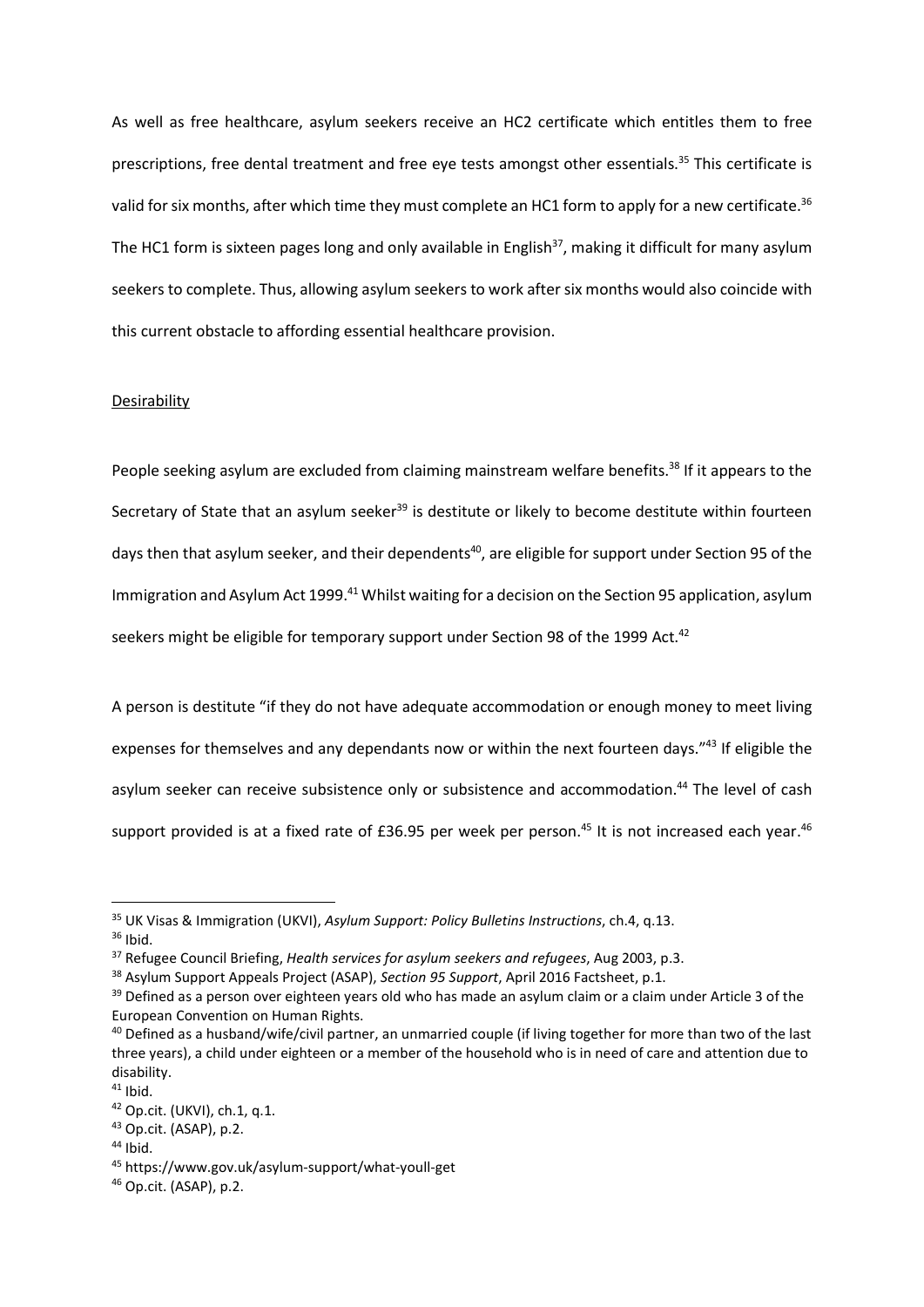As well as free healthcare, asylum seekers receive an HC2 certificate which entitles them to free prescriptions, free dental treatment and free eye tests amongst other essentials.[35] This certificate is valid for six months, after which time they must complete an HC1 form to apply for a new certificate.[36] The HC1 form is sixteen pages long and only available in English[37], making it difficult for many asylum seekers to complete. Thus, allowing asylum seekers to work after six months would also coincide with this current obstacle to affording essential healthcare provision.

Desirability

People seeking asylum are excluded from claiming mainstream welfare benefits.[38] If it appears to the Secretary of State that an asylum seeker[39] is destitute or likely to become destitute within fourteen days then that asylum seeker, and their dependents[40], are eligible for support under Section 95 of the Immigration and Asylum Act 1999.[41] Whilst waiting for a decision on the Section 95 application, asylum seekers might be eligible for temporary support under Section 98 of the 1999 Act.[42]

A person is destitute "if they do not have adequate accommodation or enough money to meet living expenses for themselves and any dependants now or within the next fourteen days."[43] If eligible the asylum seeker can receive subsistence only or subsistence and accommodation.[44] The level of cash support provided is at a fixed rate of £36.95 per week per person.[45] It is not increased each year.[46]

---

[35] UK Visas & Immigration (UKVI), *Asylum Support: Policy Bulletins Instructions*, ch.4, q.13.
[36] Ibid.
[37] Refugee Council Briefing, *Health services for asylum seekers and refugees*, Aug 2003, p.3.
[38] Asylum Support Appeals Project (ASAP), *Section 95 Support*, April 2016 Factsheet, p.1.
[39] Defined as a person over eighteen years old who has made an asylum claim or a claim under Article 3 of the European Convention on Human Rights.
[40] Defined as a husband/wife/civil partner, an unmarried couple (if living together for more than two of the last three years), a child under eighteen or a member of the household who is in need of care and attention due to disability.
[41] Ibid.
[42] Op.cit. (UKVI), ch.1, q.1.
[43] Op.cit. (ASAP), p.2.
[44] Ibid.
[45] https://www.gov.uk/asylum-support/what-youll-get
[46] Op.cit. (ASAP), p.2.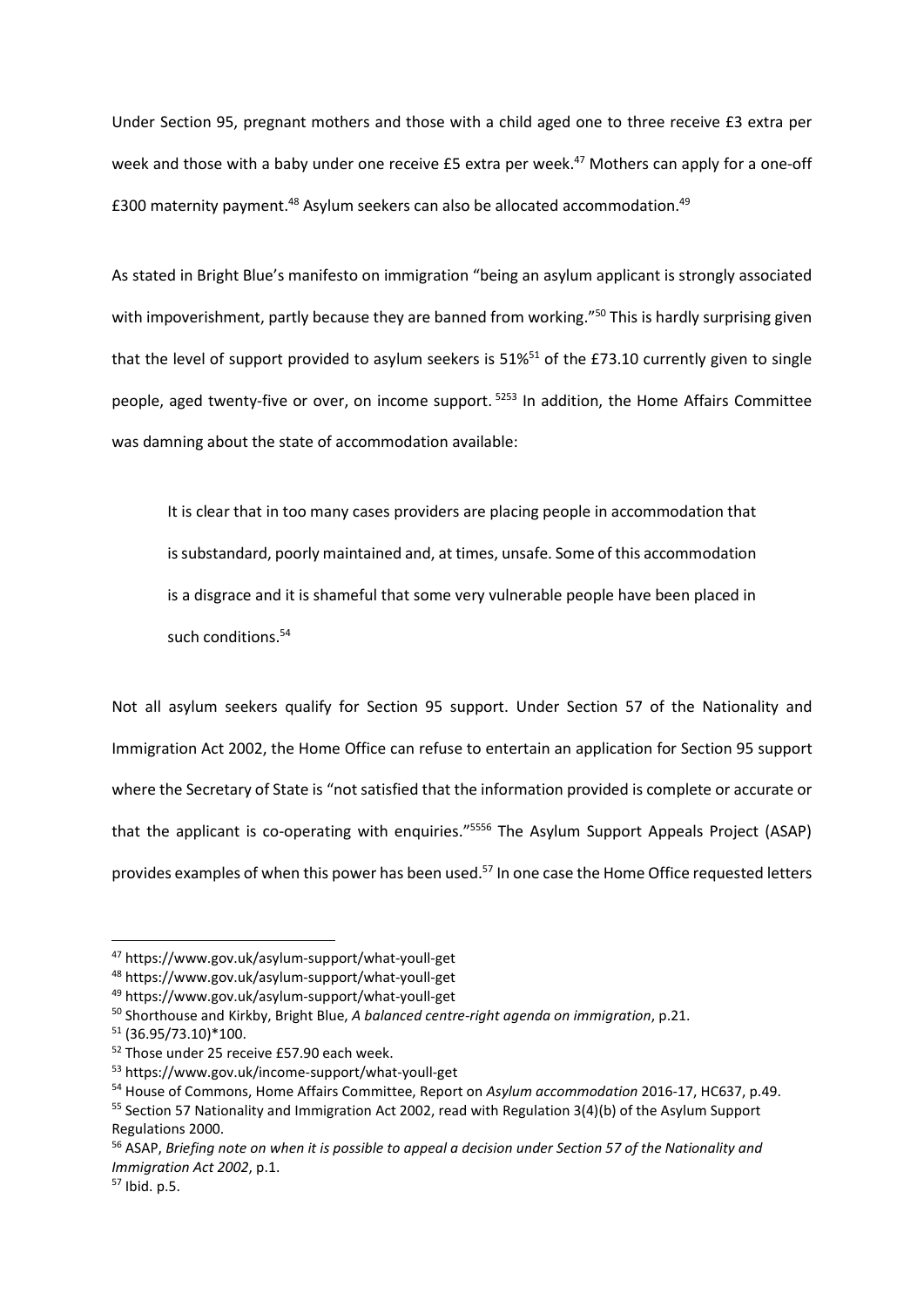Under Section 95, pregnant mothers and those with a child aged one to three receive £3 extra per week and those with a baby under one receive £5 extra per week.[47] Mothers can apply for a one-off £300 maternity payment.[48] Asylum seekers can also be allocated accommodation.[49]

As stated in Bright Blue's manifesto on immigration "being an asylum applicant is strongly associated with impoverishment, partly because they are banned from working."[50] This is hardly surprising given that the level of support provided to asylum seekers is 51%[51] of the £73.10 currently given to single people, aged twenty-five or over, on income support.[52][53] In addition, the Home Affairs Committee was damning about the state of accommodation available:

> It is clear that in too many cases providers are placing people in accommodation that is substandard, poorly maintained and, at times, unsafe. Some of this accommodation is a disgrace and it is shameful that some very vulnerable people have been placed in such conditions.[54]

Not all asylum seekers qualify for Section 95 support. Under Section 57 of the Nationality and Immigration Act 2002, the Home Office can refuse to entertain an application for Section 95 support where the Secretary of State is "not satisfied that the information provided is complete or accurate or that the applicant is co-operating with enquiries."[55][56] The Asylum Support Appeals Project (ASAP) provides examples of when this power has been used.[57] In one case the Home Office requested letters

---

[47] https://www.gov.uk/asylum-support/what-youll-get

[48] https://www.gov.uk/asylum-support/what-youll-get

[49] https://www.gov.uk/asylum-support/what-youll-get

[50] Shorthouse and Kirkby, Bright Blue, *A balanced centre-right agenda on immigration*, p.21.

[51] (36.95/73.10)*100.

[52] Those under 25 receive £57.90 each week.

[53] https://www.gov.uk/income-support/what-youll-get

[54] House of Commons, Home Affairs Committee, Report on *Asylum accommodation* 2016-17, HC637, p.49.

[55] Section 57 Nationality and Immigration Act 2002, read with Regulation 3(4)(b) of the Asylum Support Regulations 2000.

[56] ASAP, *Briefing note on when it is possible to appeal a decision under Section 57 of the Nationality and Immigration Act 2002*, p.1.

[57] Ibid. p.5.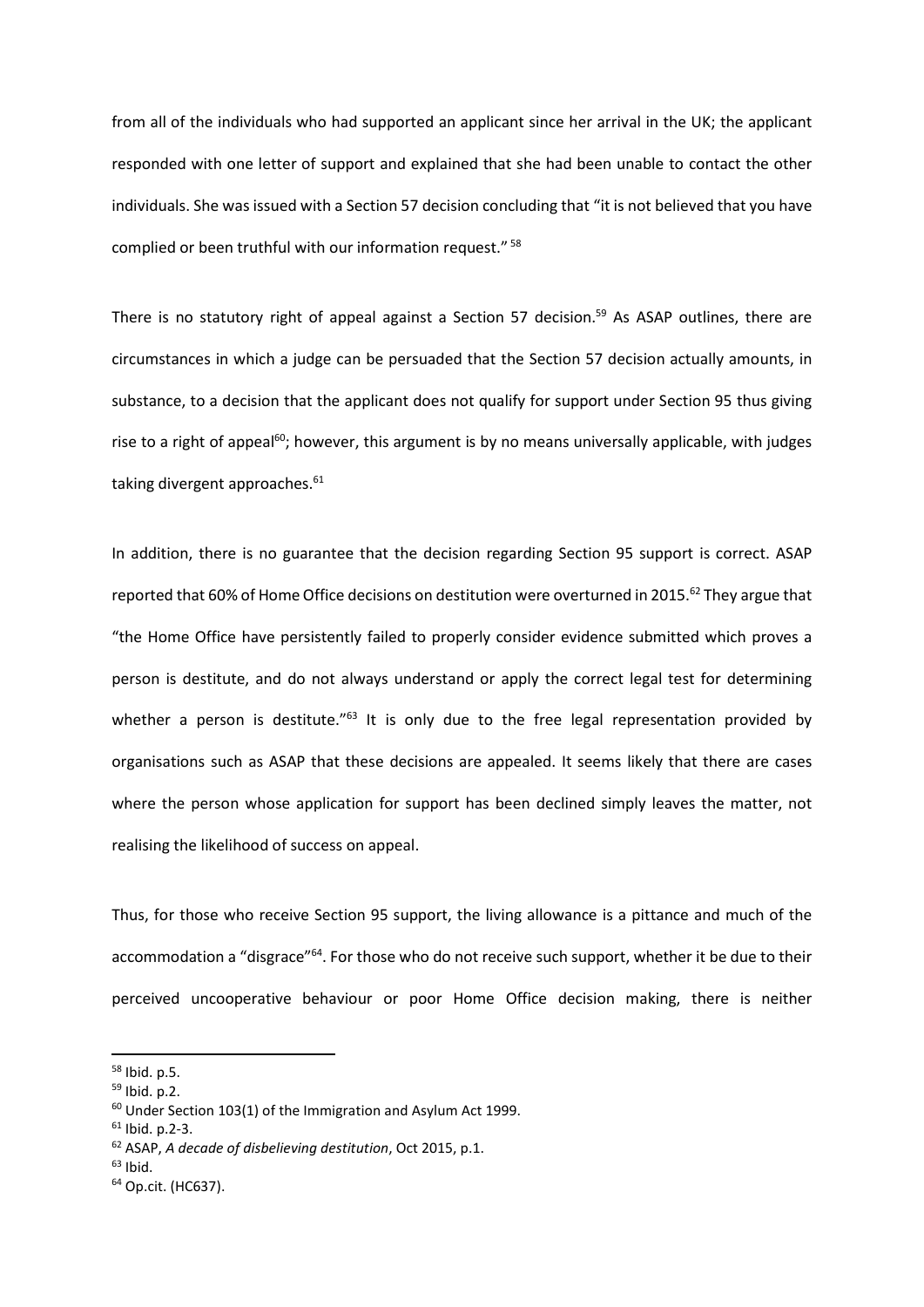from all of the individuals who had supported an applicant since her arrival in the UK; the applicant responded with one letter of support and explained that she had been unable to contact the other individuals. She was issued with a Section 57 decision concluding that "it is not believed that you have complied or been truthful with our information request." [58]

There is no statutory right of appeal against a Section 57 decision.[59] As ASAP outlines, there are circumstances in which a judge can be persuaded that the Section 57 decision actually amounts, in substance, to a decision that the applicant does not qualify for support under Section 95 thus giving rise to a right of appeal[60]; however, this argument is by no means universally applicable, with judges taking divergent approaches.[61]

In addition, there is no guarantee that the decision regarding Section 95 support is correct. ASAP reported that 60% of Home Office decisions on destitution were overturned in 2015.[62] They argue that "the Home Office have persistently failed to properly consider evidence submitted which proves a person is destitute, and do not always understand or apply the correct legal test for determining whether a person is destitute."[63] It is only due to the free legal representation provided by organisations such as ASAP that these decisions are appealed. It seems likely that there are cases where the person whose application for support has been declined simply leaves the matter, not realising the likelihood of success on appeal.

Thus, for those who receive Section 95 support, the living allowance is a pittance and much of the accommodation a "disgrace"[64]. For those who do not receive such support, whether it be due to their perceived uncooperative behaviour or poor Home Office decision making, there is neither

---

[58] Ibid. p.5.
[59] Ibid. p.2.
[60] Under Section 103(1) of the Immigration and Asylum Act 1999.
[61] Ibid. p.2-3.
[62] ASAP, *A decade of disbelieving destitution*, Oct 2015, p.1.
[63] Ibid.
[64] Op.cit. (HC637).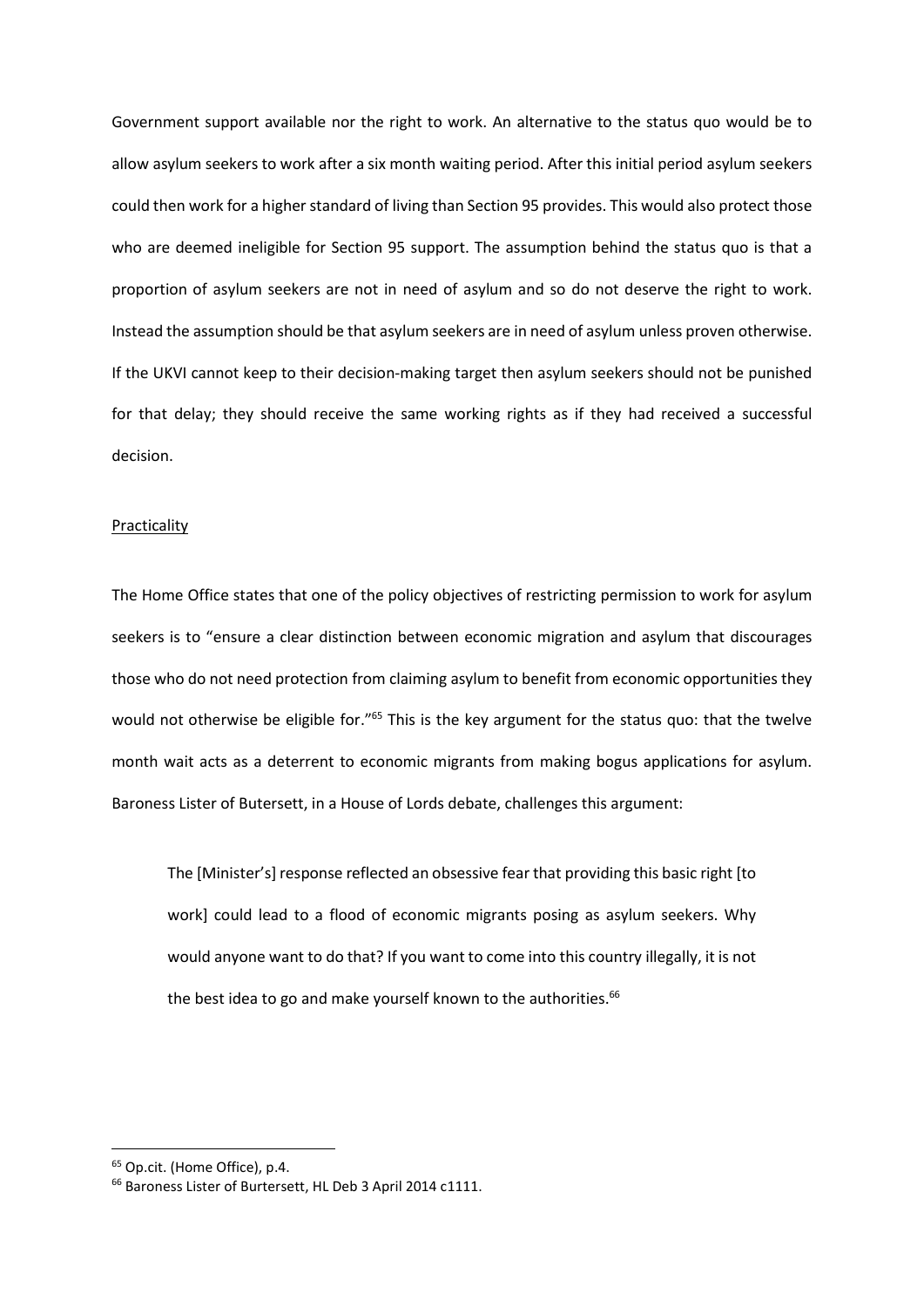Government support available nor the right to work. An alternative to the status quo would be to allow asylum seekers to work after a six month waiting period. After this initial period asylum seekers could then work for a higher standard of living than Section 95 provides. This would also protect those who are deemed ineligible for Section 95 support. The assumption behind the status quo is that a proportion of asylum seekers are not in need of asylum and so do not deserve the right to work. Instead the assumption should be that asylum seekers are in need of asylum unless proven otherwise. If the UKVI cannot keep to their decision-making target then asylum seekers should not be punished for that delay; they should receive the same working rights as if they had received a successful decision.

<u>Practicality</u>

The Home Office states that one of the policy objectives of restricting permission to work for asylum seekers is to "ensure a clear distinction between economic migration and asylum that discourages those who do not need protection from claiming asylum to benefit from economic opportunities they would not otherwise be eligible for."[65] This is the key argument for the status quo: that the twelve month wait acts as a deterrent to economic migrants from making bogus applications for asylum. Baroness Lister of Butersett, in a House of Lords debate, challenges this argument:

> The [Minister's] response reflected an obsessive fear that providing this basic right [to work] could lead to a flood of economic migrants posing as asylum seekers. Why would anyone want to do that? If you want to come into this country illegally, it is not the best idea to go and make yourself known to the authorities.[66]

---

[65] Op.cit. (Home Office), p.4.

[66] Baroness Lister of Burtersett, HL Deb 3 April 2014 c1111.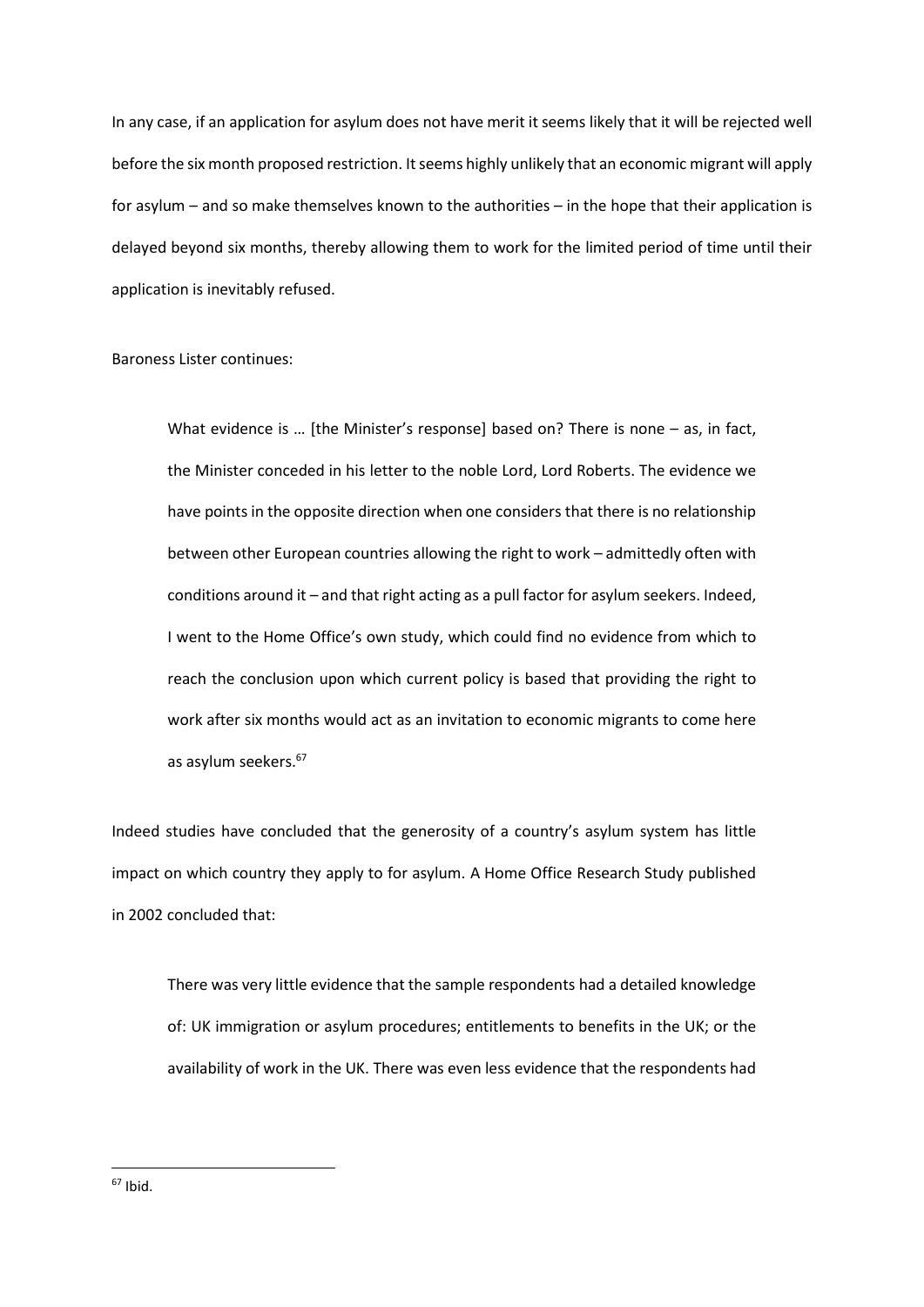In any case, if an application for asylum does not have merit it seems likely that it will be rejected well before the six month proposed restriction. It seems highly unlikely that an economic migrant will apply for asylum – and so make themselves known to the authorities – in the hope that their application is delayed beyond six months, thereby allowing them to work for the limited period of time until their application is inevitably refused.

Baroness Lister continues:

> What evidence is … [the Minister's response] based on? There is none – as, in fact, the Minister conceded in his letter to the noble Lord, Lord Roberts. The evidence we have points in the opposite direction when one considers that there is no relationship between other European countries allowing the right to work – admittedly often with conditions around it – and that right acting as a pull factor for asylum seekers. Indeed, I went to the Home Office's own study, which could find no evidence from which to reach the conclusion upon which current policy is based that providing the right to work after six months would act as an invitation to economic migrants to come here as asylum seekers.[67]

Indeed studies have concluded that the generosity of a country's asylum system has little impact on which country they apply to for asylum. A Home Office Research Study published in 2002 concluded that:

> There was very little evidence that the sample respondents had a detailed knowledge of: UK immigration or asylum procedures; entitlements to benefits in the UK; or the availability of work in the UK. There was even less evidence that the respondents had

[67] Ibid.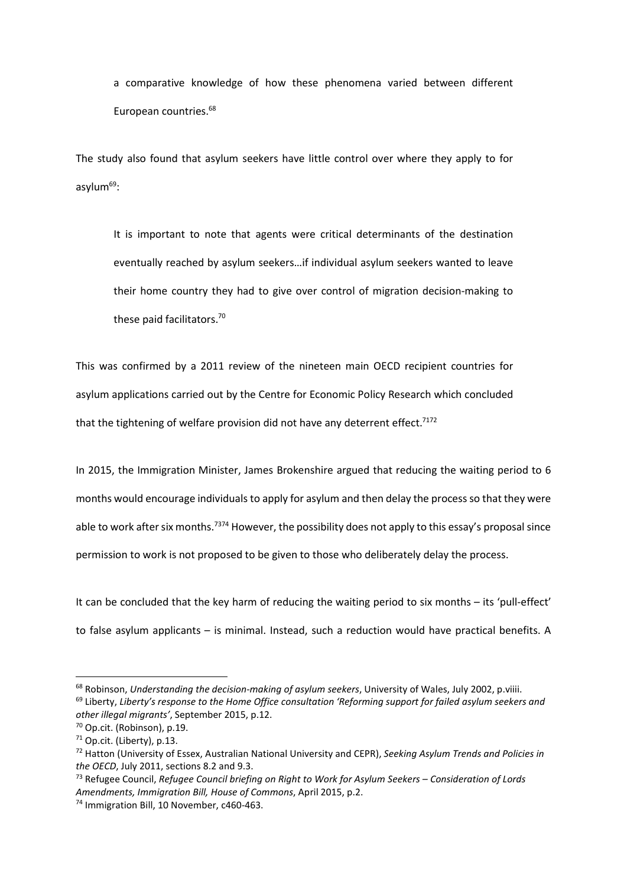> a comparative knowledge of how these phenomena varied between different European countries.[68]

The study also found that asylum seekers have little control over where they apply to for asylum[69]:

> It is important to note that agents were critical determinants of the destination eventually reached by asylum seekers…if individual asylum seekers wanted to leave their home country they had to give over control of migration decision-making to these paid facilitators.[70]

This was confirmed by a 2011 review of the nineteen main OECD recipient countries for asylum applications carried out by the Centre for Economic Policy Research which concluded that the tightening of welfare provision did not have any deterrent effect.[71][72]

In 2015, the Immigration Minister, James Brokenshire argued that reducing the waiting period to 6 months would encourage individuals to apply for asylum and then delay the process so that they were able to work after six months.[73][74] However, the possibility does not apply to this essay's proposal since permission to work is not proposed to be given to those who deliberately delay the process.

It can be concluded that the key harm of reducing the waiting period to six months – its 'pull-effect' to false asylum applicants – is minimal. Instead, such a reduction would have practical benefits. A

---

[68] Robinson, *Understanding the decision-making of asylum seekers*, University of Wales, July 2002, p.viiii.

[69] Liberty, *Liberty's response to the Home Office consultation 'Reforming support for failed asylum seekers and other illegal migrants'*, September 2015, p.12.

[70] Op.cit. (Robinson), p.19.

[71] Op.cit. (Liberty), p.13.

[72] Hatton (University of Essex, Australian National University and CEPR), *Seeking Asylum Trends and Policies in the OECD*, July 2011, sections 8.2 and 9.3.

[73] Refugee Council, *Refugee Council briefing on Right to Work for Asylum Seekers – Consideration of Lords Amendments, Immigration Bill, House of Commons*, April 2015, p.2.

[74] Immigration Bill, 10 November, c460-463.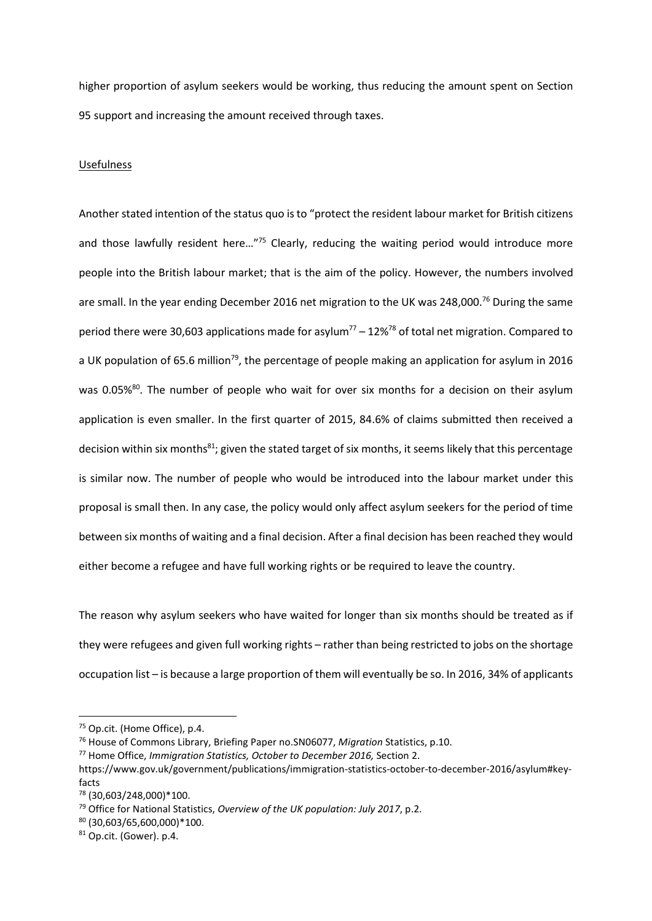higher proportion of asylum seekers would be working, thus reducing the amount spent on Section 95 support and increasing the amount received through taxes.

Usefulness

Another stated intention of the status quo is to "protect the resident labour market for British citizens and those lawfully resident here…"[75] Clearly, reducing the waiting period would introduce more people into the British labour market; that is the aim of the policy. However, the numbers involved are small. In the year ending December 2016 net migration to the UK was 248,000.[76] During the same period there were 30,603 applications made for asylum[77] – 12%[78] of total net migration. Compared to a UK population of 65.6 million[79], the percentage of people making an application for asylum in 2016 was 0.05%[80]. The number of people who wait for over six months for a decision on their asylum application is even smaller. In the first quarter of 2015, 84.6% of claims submitted then received a decision within six months[81]; given the stated target of six months, it seems likely that this percentage is similar now. The number of people who would be introduced into the labour market under this proposal is small then. In any case, the policy would only affect asylum seekers for the period of time between six months of waiting and a final decision. After a final decision has been reached they would either become a refugee and have full working rights or be required to leave the country.

The reason why asylum seekers who have waited for longer than six months should be treated as if they were refugees and given full working rights – rather than being restricted to jobs on the shortage occupation list – is because a large proportion of them will eventually be so. In 2016, 34% of applicants

---

[75] Op.cit. (Home Office), p.4.

[76] House of Commons Library, Briefing Paper no.SN06077, *Migration* Statistics, p.10.

[77] Home Office, *Immigration Statistics, October to December 2016,* Section 2. https://www.gov.uk/government/publications/immigration-statistics-october-to-december-2016/asylum#key-facts

[78] (30,603/248,000)*100.

[79] Office for National Statistics, *Overview of the UK population: July 2017*, p.2.

[80] (30,603/65,600,000)*100.

[81] Op.cit. (Gower). p.4.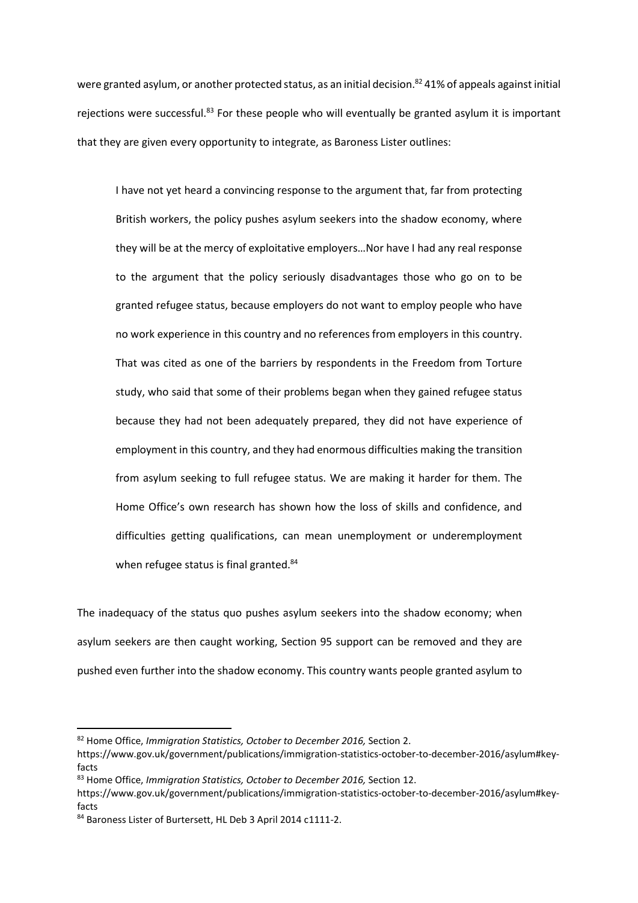were granted asylum, or another protected status, as an initial decision.[82] 41% of appeals against initial rejections were successful.[83] For these people who will eventually be granted asylum it is important that they are given every opportunity to integrate, as Baroness Lister outlines:

> I have not yet heard a convincing response to the argument that, far from protecting British workers, the policy pushes asylum seekers into the shadow economy, where they will be at the mercy of exploitative employers…Nor have I had any real response to the argument that the policy seriously disadvantages those who go on to be granted refugee status, because employers do not want to employ people who have no work experience in this country and no references from employers in this country. That was cited as one of the barriers by respondents in the Freedom from Torture study, who said that some of their problems began when they gained refugee status because they had not been adequately prepared, they did not have experience of employment in this country, and they had enormous difficulties making the transition from asylum seeking to full refugee status. We are making it harder for them. The Home Office's own research has shown how the loss of skills and confidence, and difficulties getting qualifications, can mean unemployment or underemployment when refugee status is final granted.[84]

The inadequacy of the status quo pushes asylum seekers into the shadow economy; when asylum seekers are then caught working, Section 95 support can be removed and they are pushed even further into the shadow economy. This country wants people granted asylum to

---

[82] Home Office, *Immigration Statistics, October to December 2016,* Section 2. https://www.gov.uk/government/publications/immigration-statistics-october-to-december-2016/asylum#key-facts

[83] Home Office, *Immigration Statistics, October to December 2016,* Section 12. https://www.gov.uk/government/publications/immigration-statistics-october-to-december-2016/asylum#key-facts

[84] Baroness Lister of Burtersett, HL Deb 3 April 2014 c1111-2.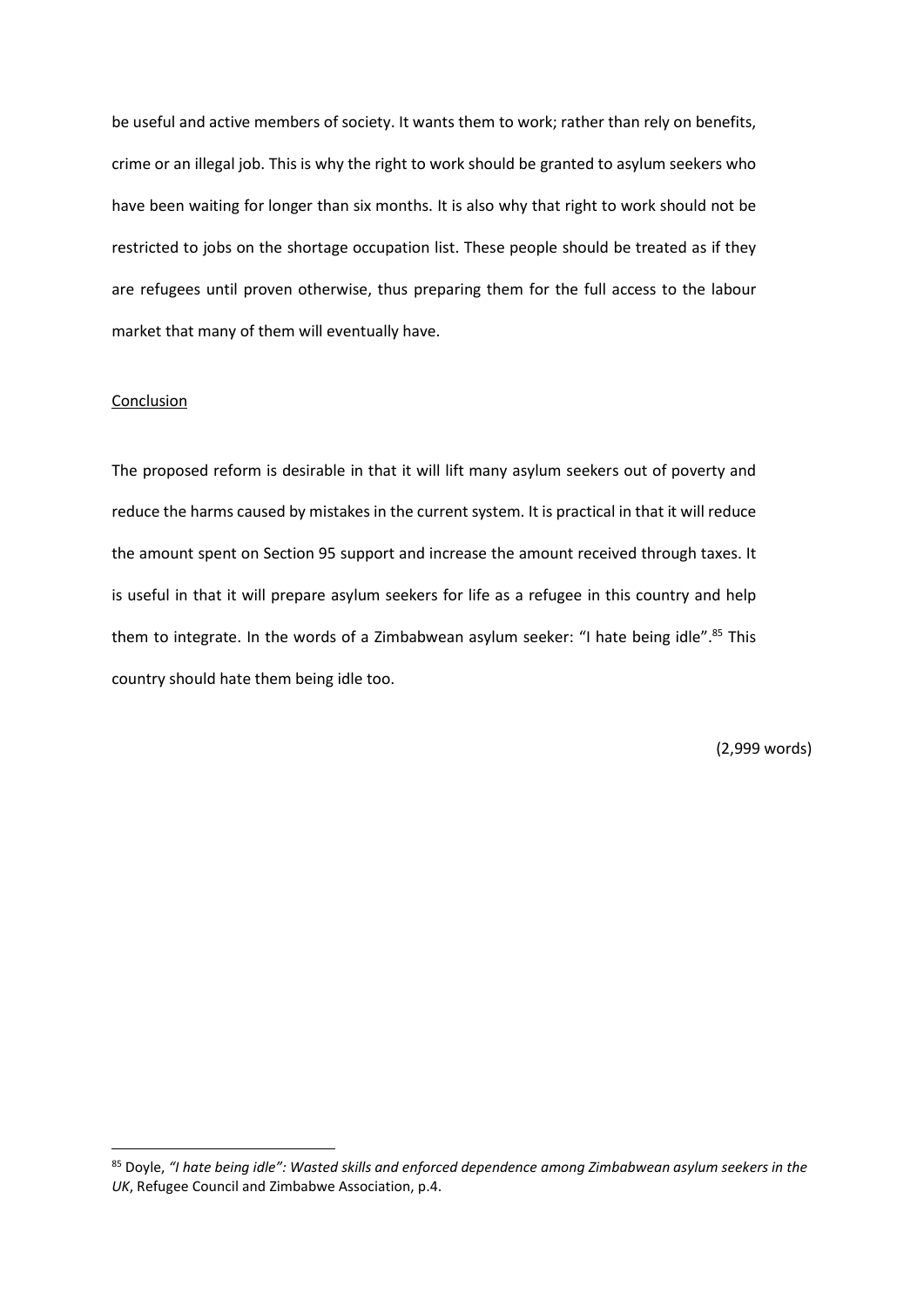be useful and active members of society. It wants them to work; rather than rely on benefits, crime or an illegal job. This is why the right to work should be granted to asylum seekers who have been waiting for longer than six months. It is also why that right to work should not be restricted to jobs on the shortage occupation list. These people should be treated as if they are refugees until proven otherwise, thus preparing them for the full access to the labour market that many of them will eventually have.

## Conclusion

The proposed reform is desirable in that it will lift many asylum seekers out of poverty and reduce the harms caused by mistakes in the current system. It is practical in that it will reduce the amount spent on Section 95 support and increase the amount received through taxes. It is useful in that it will prepare asylum seekers for life as a refugee in this country and help them to integrate. In the words of a Zimbabwean asylum seeker: "I hate being idle".[85] This country should hate them being idle too.

(2,999 words)

---

[85] Doyle, *"I hate being idle": Wasted skills and enforced dependence among Zimbabwean asylum seekers in the UK*, Refugee Council and Zimbabwe Association, p.4.